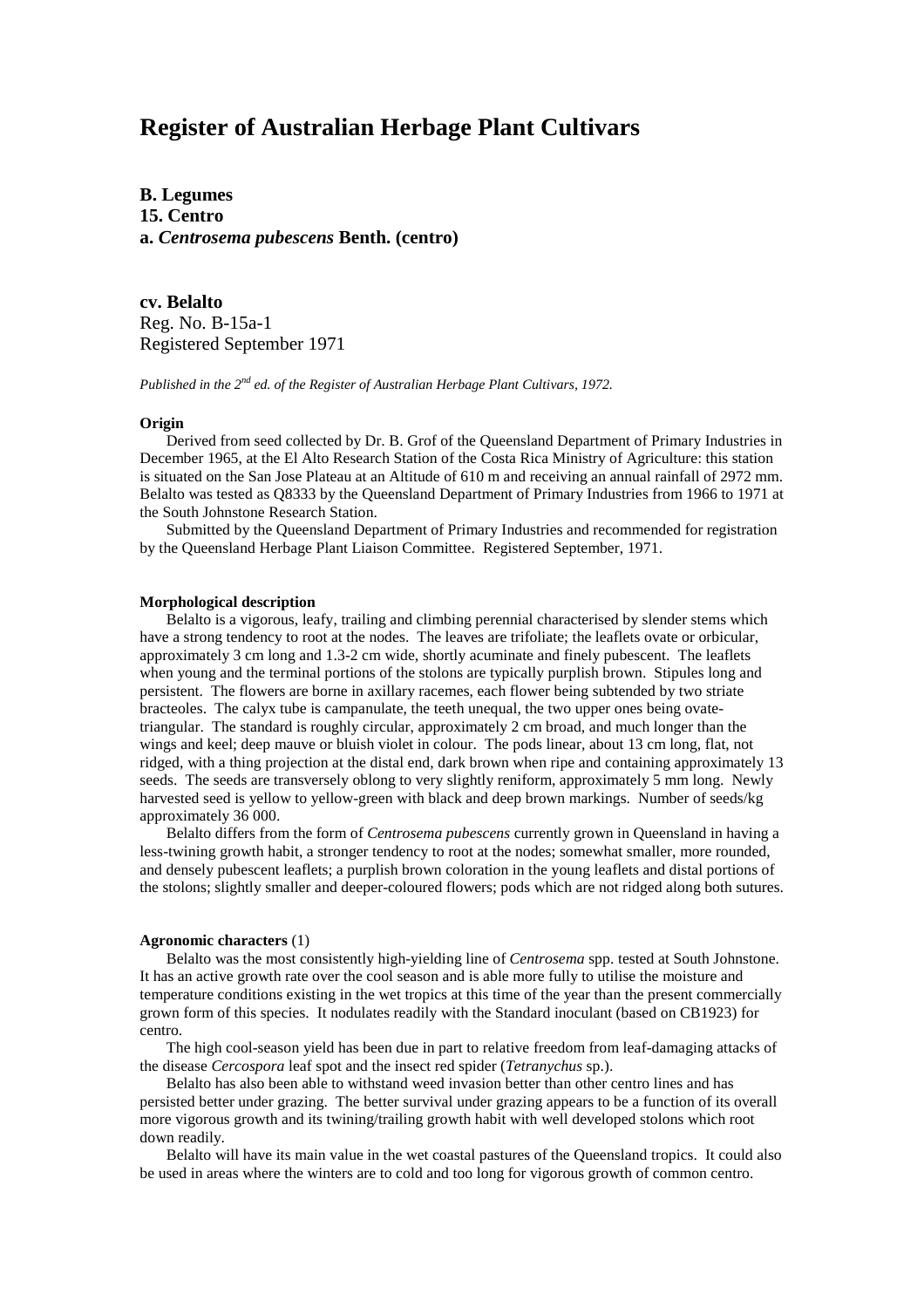# Register of Australian Herbage Plant Cultivars

**B. Legumes**
**15. Centro**
**a. *Centrosema pubescens* Benth. (centro)**

**cv. Belalto**
Reg. No. B-15a-1
Registered September 1971

*Published in the 2nd ed. of the Register of Australian Herbage Plant Cultivars, 1972.*

**Origin**

Derived from seed collected by Dr. B. Grof of the Queensland Department of Primary Industries in December 1965, at the El Alto Research Station of the Costa Rica Ministry of Agriculture: this station is situated on the San Jose Plateau at an Altitude of 610 m and receiving an annual rainfall of 2972 mm. Belalto was tested as Q8333 by the Queensland Department of Primary Industries from 1966 to 1971 at the South Johnstone Research Station.

Submitted by the Queensland Department of Primary Industries and recommended for registration by the Queensland Herbage Plant Liaison Committee. Registered September, 1971.

**Morphological description**

Belalto is a vigorous, leafy, trailing and climbing perennial characterised by slender stems which have a strong tendency to root at the nodes. The leaves are trifoliate; the leaflets ovate or orbicular, approximately 3 cm long and 1.3-2 cm wide, shortly acuminate and finely pubescent. The leaflets when young and the terminal portions of the stolons are typically purplish brown. Stipules long and persistent. The flowers are borne in axillary racemes, each flower being subtended by two striate bracteoles. The calyx tube is campanulate, the teeth unequal, the two upper ones being ovate-triangular. The standard is roughly circular, approximately 2 cm broad, and much longer than the wings and keel; deep mauve or bluish violet in colour. The pods linear, about 13 cm long, flat, not ridged, with a thing projection at the distal end, dark brown when ripe and containing approximately 13 seeds. The seeds are transversely oblong to very slightly reniform, approximately 5 mm long. Newly harvested seed is yellow to yellow-green with black and deep brown markings. Number of seeds/kg approximately 36 000.

Belalto differs from the form of *Centrosema pubescens* currently grown in Queensland in having a less-twining growth habit, a stronger tendency to root at the nodes; somewhat smaller, more rounded, and densely pubescent leaflets; a purplish brown coloration in the young leaflets and distal portions of the stolons; slightly smaller and deeper-coloured flowers; pods which are not ridged along both sutures.

**Agronomic characters** (1)

Belalto was the most consistently high-yielding line of *Centrosema* spp. tested at South Johnstone. It has an active growth rate over the cool season and is able more fully to utilise the moisture and temperature conditions existing in the wet tropics at this time of the year than the present commercially grown form of this species. It nodulates readily with the Standard inoculant (based on CB1923) for centro.

The high cool-season yield has been due in part to relative freedom from leaf-damaging attacks of the disease *Cercospora* leaf spot and the insect red spider (*Tetranychus* sp.).

Belalto has also been able to withstand weed invasion better than other centro lines and has persisted better under grazing. The better survival under grazing appears to be a function of its overall more vigorous growth and its twining/trailing growth habit with well developed stolons which root down readily.

Belalto will have its main value in the wet coastal pastures of the Queensland tropics. It could also be used in areas where the winters are to cold and too long for vigorous growth of common centro.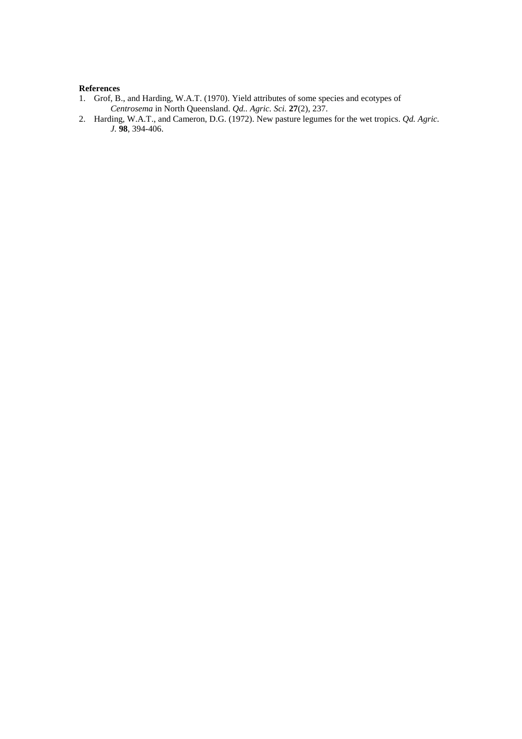**References**

1. Grof, B., and Harding, W.A.T. (1970). Yield attributes of some species and ecotypes of *Centrosema* in North Queensland. *Qd.. Agric. Sci.* **27**(2), 237.
2. Harding, W.A.T., and Cameron, D.G. (1972). New pasture legumes for the wet tropics. *Qd. Agric. J.* **98**, 394-406.